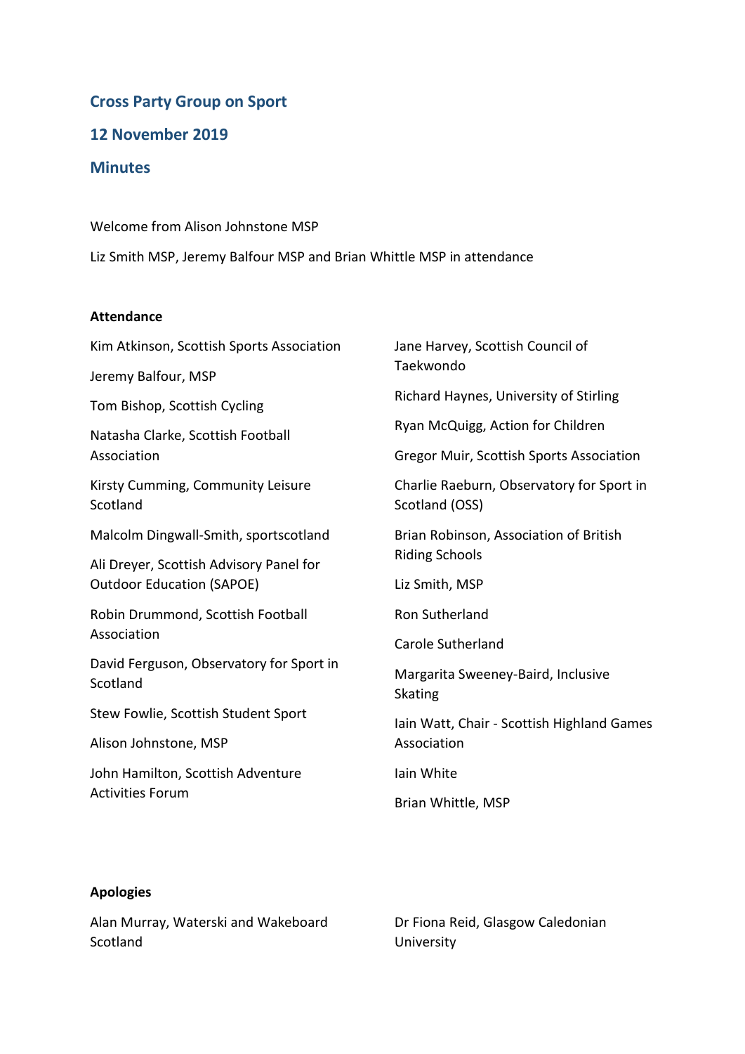# Cross Party Group on Sport

## 12 November 2019

## Minutes

Welcome from Alison Johnstone MSP

Liz Smith MSP, Jeremy Balfour MSP and Brian Whittle MSP in attendance

**Attendance**

Kim Atkinson, Scottish Sports Association

Jeremy Balfour, MSP

Tom Bishop, Scottish Cycling

Natasha Clarke, Scottish Football Association

Kirsty Cumming, Community Leisure Scotland

Malcolm Dingwall-Smith, sportscotland

Ali Dreyer, Scottish Advisory Panel for Outdoor Education (SAPOE)

Robin Drummond, Scottish Football Association

David Ferguson, Observatory for Sport in Scotland

Stew Fowlie, Scottish Student Sport

Alison Johnstone, MSP

John Hamilton, Scottish Adventure Activities Forum

Jane Harvey, Scottish Council of Taekwondo

Richard Haynes, University of Stirling

Ryan McQuigg, Action for Children

Gregor Muir, Scottish Sports Association

Charlie Raeburn, Observatory for Sport in Scotland (OSS)

Brian Robinson, Association of British Riding Schools

Liz Smith, MSP

Ron Sutherland

Carole Sutherland

Margarita Sweeney-Baird, Inclusive Skating

Iain Watt, Chair - Scottish Highland Games Association

Iain White

Brian Whittle, MSP

**Apologies**

Alan Murray, Waterski and Wakeboard Scotland

Dr Fiona Reid, Glasgow Caledonian University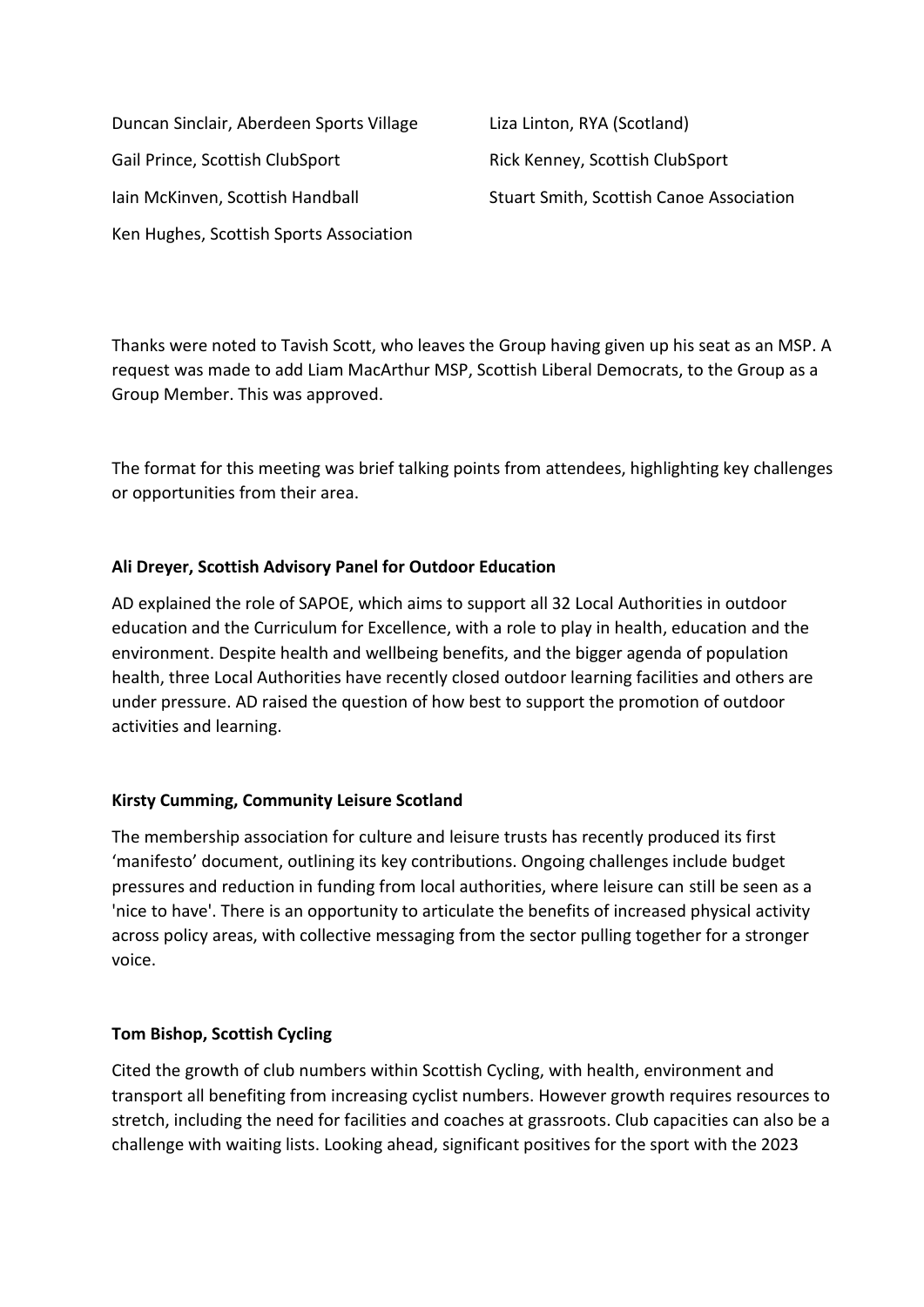Duncan Sinclair, Aberdeen Sports Village

Gail Prince, Scottish ClubSport

Iain McKinven, Scottish Handball

Ken Hughes, Scottish Sports Association

Liza Linton, RYA (Scotland)

Rick Kenney, Scottish ClubSport

Stuart Smith, Scottish Canoe Association

Thanks were noted to Tavish Scott, who leaves the Group having given up his seat as an MSP. A request was made to add Liam MacArthur MSP, Scottish Liberal Democrats, to the Group as a Group Member. This was approved.

The format for this meeting was brief talking points from attendees, highlighting key challenges or opportunities from their area.

**Ali Dreyer, Scottish Advisory Panel for Outdoor Education**

AD explained the role of SAPOE, which aims to support all 32 Local Authorities in outdoor education and the Curriculum for Excellence, with a role to play in health, education and the environment. Despite health and wellbeing benefits, and the bigger agenda of population health, three Local Authorities have recently closed outdoor learning facilities and others are under pressure. AD raised the question of how best to support the promotion of outdoor activities and learning.

**Kirsty Cumming, Community Leisure Scotland**

The membership association for culture and leisure trusts has recently produced its first 'manifesto' document, outlining its key contributions. Ongoing challenges include budget pressures and reduction in funding from local authorities, where leisure can still be seen as a 'nice to have'. There is an opportunity to articulate the benefits of increased physical activity across policy areas, with collective messaging from the sector pulling together for a stronger voice.

**Tom Bishop, Scottish Cycling**

Cited the growth of club numbers within Scottish Cycling, with health, environment and transport all benefiting from increasing cyclist numbers. However growth requires resources to stretch, including the need for facilities and coaches at grassroots. Club capacities can also be a challenge with waiting lists. Looking ahead, significant positives for the sport with the 2023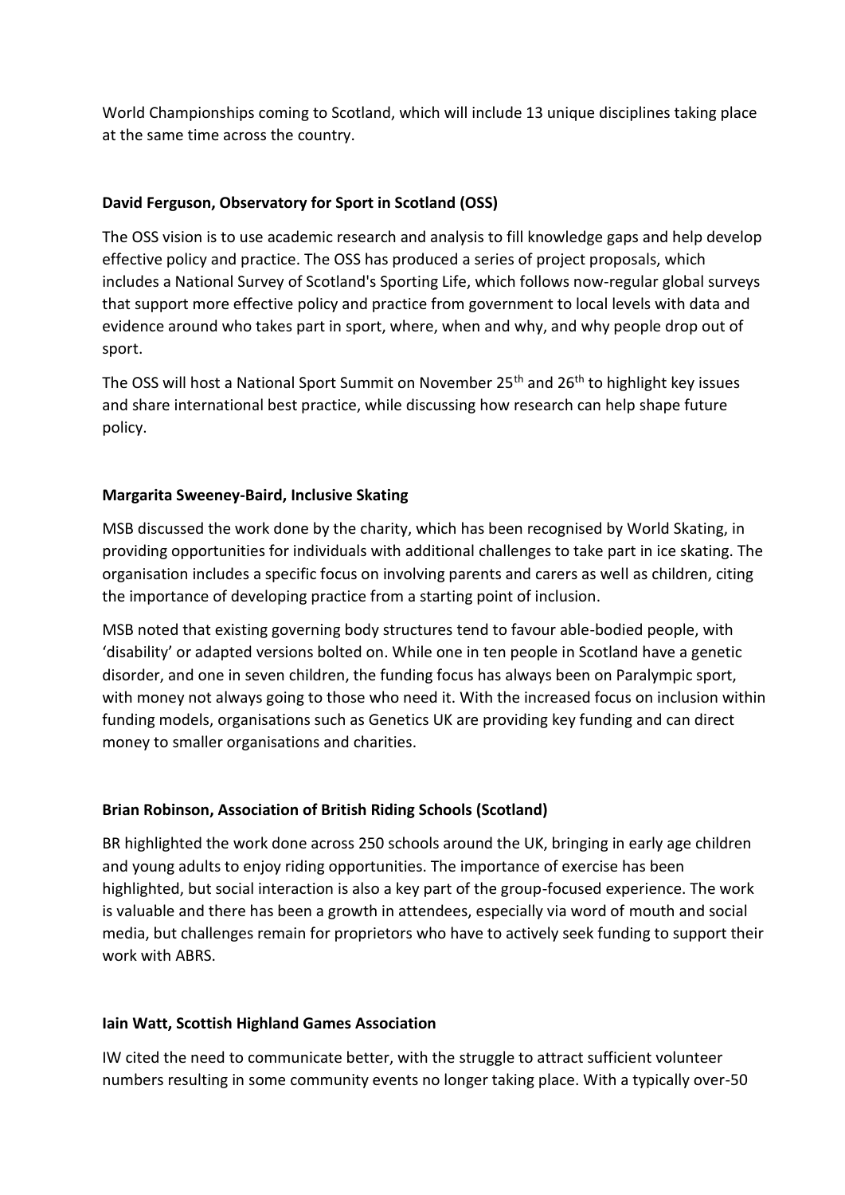World Championships coming to Scotland, which will include 13 unique disciplines taking place at the same time across the country.

**David Ferguson, Observatory for Sport in Scotland (OSS)**

The OSS vision is to use academic research and analysis to fill knowledge gaps and help develop effective policy and practice. The OSS has produced a series of project proposals, which includes a National Survey of Scotland's Sporting Life, which follows now-regular global surveys that support more effective policy and practice from government to local levels with data and evidence around who takes part in sport, where, when and why, and why people drop out of sport.

The OSS will host a National Sport Summit on November 25th and 26th to highlight key issues and share international best practice, while discussing how research can help shape future policy.

**Margarita Sweeney-Baird, Inclusive Skating**

MSB discussed the work done by the charity, which has been recognised by World Skating, in providing opportunities for individuals with additional challenges to take part in ice skating. The organisation includes a specific focus on involving parents and carers as well as children, citing the importance of developing practice from a starting point of inclusion.

MSB noted that existing governing body structures tend to favour able-bodied people, with 'disability' or adapted versions bolted on. While one in ten people in Scotland have a genetic disorder, and one in seven children, the funding focus has always been on Paralympic sport, with money not always going to those who need it. With the increased focus on inclusion within funding models, organisations such as Genetics UK are providing key funding and can direct money to smaller organisations and charities.

**Brian Robinson, Association of British Riding Schools (Scotland)**

BR highlighted the work done across 250 schools around the UK, bringing in early age children and young adults to enjoy riding opportunities. The importance of exercise has been highlighted, but social interaction is also a key part of the group-focused experience. The work is valuable and there has been a growth in attendees, especially via word of mouth and social media, but challenges remain for proprietors who have to actively seek funding to support their work with ABRS.

**Iain Watt, Scottish Highland Games Association**

IW cited the need to communicate better, with the struggle to attract sufficient volunteer numbers resulting in some community events no longer taking place. With a typically over-50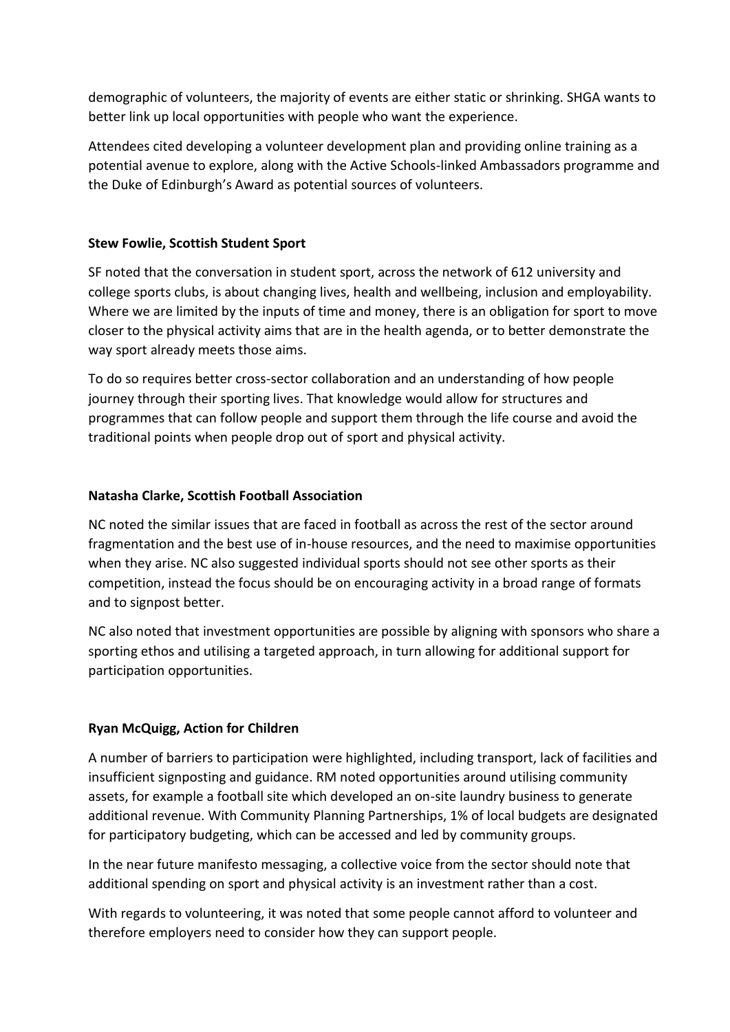demographic of volunteers, the majority of events are either static or shrinking. SHGA wants to better link up local opportunities with people who want the experience.

Attendees cited developing a volunteer development plan and providing online training as a potential avenue to explore, along with the Active Schools-linked Ambassadors programme and the Duke of Edinburgh's Award as potential sources of volunteers.

**Stew Fowlie, Scottish Student Sport**

SF noted that the conversation in student sport, across the network of 612 university and college sports clubs, is about changing lives, health and wellbeing, inclusion and employability. Where we are limited by the inputs of time and money, there is an obligation for sport to move closer to the physical activity aims that are in the health agenda, or to better demonstrate the way sport already meets those aims.

To do so requires better cross-sector collaboration and an understanding of how people journey through their sporting lives. That knowledge would allow for structures and programmes that can follow people and support them through the life course and avoid the traditional points when people drop out of sport and physical activity.

**Natasha Clarke, Scottish Football Association**

NC noted the similar issues that are faced in football as across the rest of the sector around fragmentation and the best use of in-house resources, and the need to maximise opportunities when they arise. NC also suggested individual sports should not see other sports as their competition, instead the focus should be on encouraging activity in a broad range of formats and to signpost better.

NC also noted that investment opportunities are possible by aligning with sponsors who share a sporting ethos and utilising a targeted approach, in turn allowing for additional support for participation opportunities.

**Ryan McQuigg, Action for Children**

A number of barriers to participation were highlighted, including transport, lack of facilities and insufficient signposting and guidance. RM noted opportunities around utilising community assets, for example a football site which developed an on-site laundry business to generate additional revenue. With Community Planning Partnerships, 1% of local budgets are designated for participatory budgeting, which can be accessed and led by community groups.

In the near future manifesto messaging, a collective voice from the sector should note that additional spending on sport and physical activity is an investment rather than a cost.

With regards to volunteering, it was noted that some people cannot afford to volunteer and therefore employers need to consider how they can support people.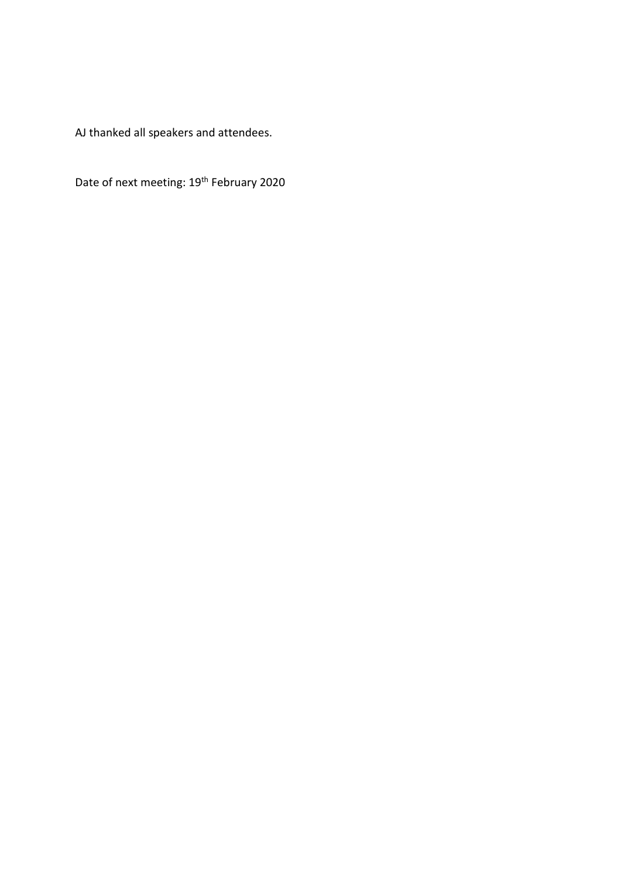AJ thanked all speakers and attendees.

Date of next meeting: 19th February 2020